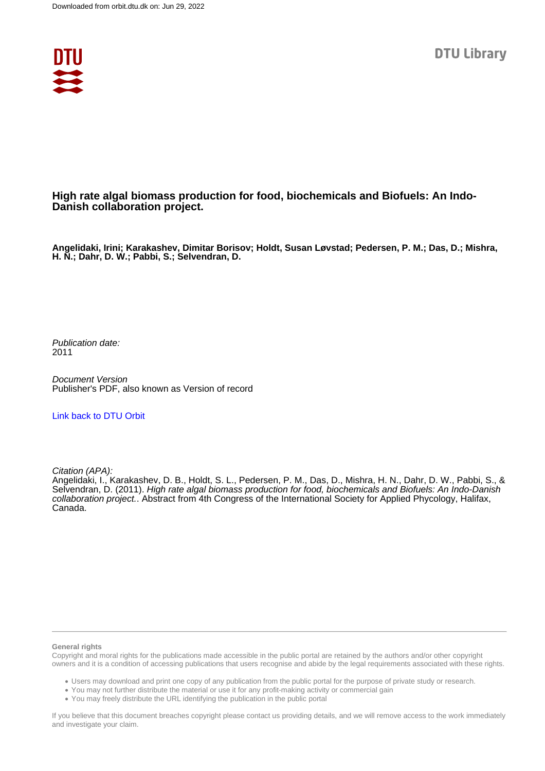Downloaded from orbit.dtu.dk on: Jun 29, 2022

DTU Library

# High rate algal biomass production for food, biochemicals and Biofuels: An Indo-Danish collaboration project.

**Angelidaki, Irini; Karakashev, Dimitar Borisov; Holdt, Susan Løvstad; Pedersen, P. M.; Das, D.; Mishra, H. N.; Dahr, D. W.; Pabbi, S.; Selvendran, D.**

*Publication date:*
2011

*Document Version*
Publisher's PDF, also known as Version of record

[Link back to DTU Orbit](#)

*Citation (APA):*
Angelidaki, I., Karakashev, D. B., Holdt, S. L., Pedersen, P. M., Das, D., Mishra, H. N., Dahr, D. W., Pabbi, S., & Selvendran, D. (2011). *High rate algal biomass production for food, biochemicals and Biofuels: An Indo-Danish collaboration project.*. Abstract from 4th Congress of the International Society for Applied Phycology, Halifax, Canada.

**General rights**
Copyright and moral rights for the publications made accessible in the public portal are retained by the authors and/or other copyright owners and it is a condition of accessing publications that users recognise and abide by the legal requirements associated with these rights.

- Users may download and print one copy of any publication from the public portal for the purpose of private study or research.
- You may not further distribute the material or use it for any profit-making activity or commercial gain
- You may freely distribute the URL identifying the publication in the public portal

If you believe that this document breaches copyright please contact us providing details, and we will remove access to the work immediately and investigate your claim.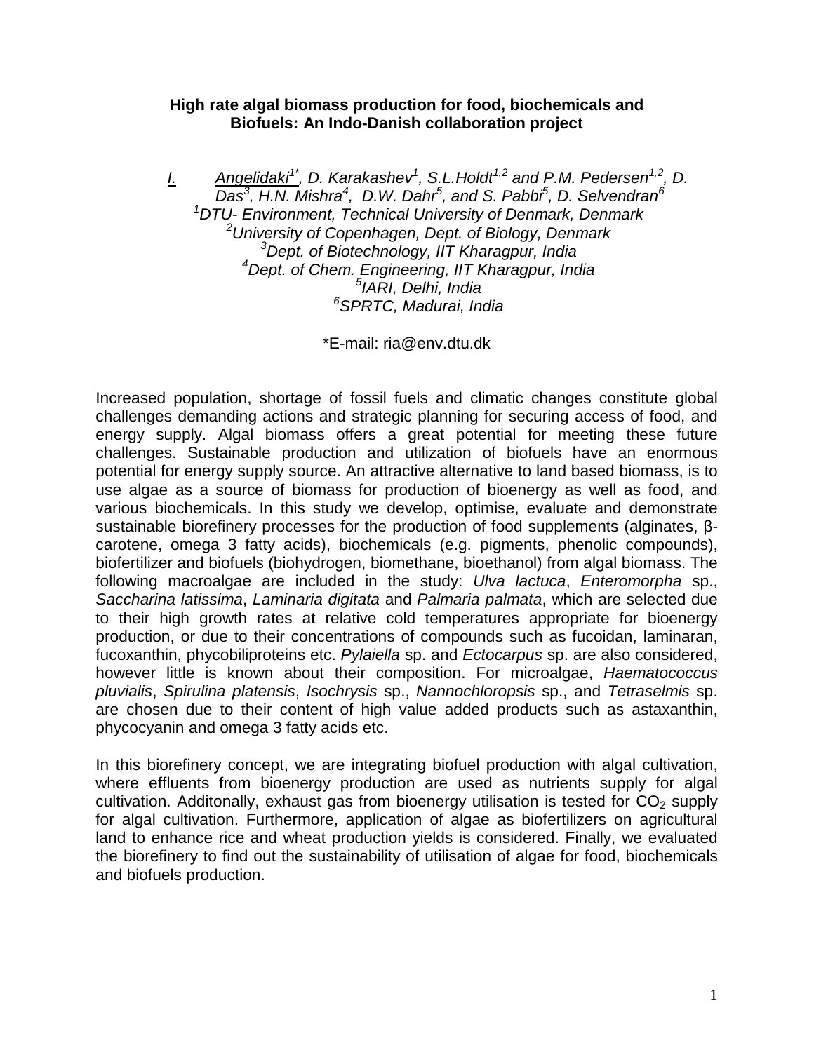**High rate algal biomass production for food, biochemicals and Biofuels: An Indo-Danish collaboration project**

*I. Angelidaki[1*], D. Karakashev[1], S.L.Holdt[1,2] and P.M. Pedersen[1,2], D. Das[3], H.N. Mishra[4], D.W. Dahr[5], and S. Pabbi[5], D. Selvendran[6]*

*[1]DTU- Environment, Technical University of Denmark, Denmark*
*[2]University of Copenhagen, Dept. of Biology, Denmark*
*[3]Dept. of Biotechnology, IIT Kharagpur, India*
*[4]Dept. of Chem. Engineering, IIT Kharagpur, India*
*[5]IARI, Delhi, India*
*[6]SPRTC, Madurai, India*

*E-mail: ria@env.dtu.dk

Increased population, shortage of fossil fuels and climatic changes constitute global challenges demanding actions and strategic planning for securing access of food, and energy supply. Algal biomass offers a great potential for meeting these future challenges. Sustainable production and utilization of biofuels have an enormous potential for energy supply source. An attractive alternative to land based biomass, is to use algae as a source of biomass for production of bioenergy as well as food, and various biochemicals. In this study we develop, optimise, evaluate and demonstrate sustainable biorefinery processes for the production of food supplements (alginates, β-carotene, omega 3 fatty acids), biochemicals (e.g. pigments, phenolic compounds), biofertilizer and biofuels (biohydrogen, biomethane, bioethanol) from algal biomass. The following macroalgae are included in the study: *Ulva lactuca*, *Enteromorpha* sp., *Saccharina latissima*, *Laminaria digitata* and *Palmaria palmata*, which are selected due to their high growth rates at relative cold temperatures appropriate for bioenergy production, or due to their concentrations of compounds such as fucoidan, laminaran, fucoxanthin, phycobiliproteins etc. *Pylaiella* sp. and *Ectocarpus* sp. are also considered, however little is known about their composition. For microalgae, *Haematococcus pluvialis*, *Spirulina platensis*, *Isochrysis* sp., *Nannochloropsis* sp., and *Tetraselmis* sp. are chosen due to their content of high value added products such as astaxanthin, phycocyanin and omega 3 fatty acids etc.

In this biorefinery concept, we are integrating biofuel production with algal cultivation, where effluents from bioenergy production are used as nutrients supply for algal cultivation. Additonally, exhaust gas from bioenergy utilisation is tested for $CO_2$ supply for algal cultivation. Furthermore, application of algae as biofertilizers on agricultural land to enhance rice and wheat production yields is considered. Finally, we evaluated the biorefinery to find out the sustainability of utilisation of algae for food, biochemicals and biofuels production.